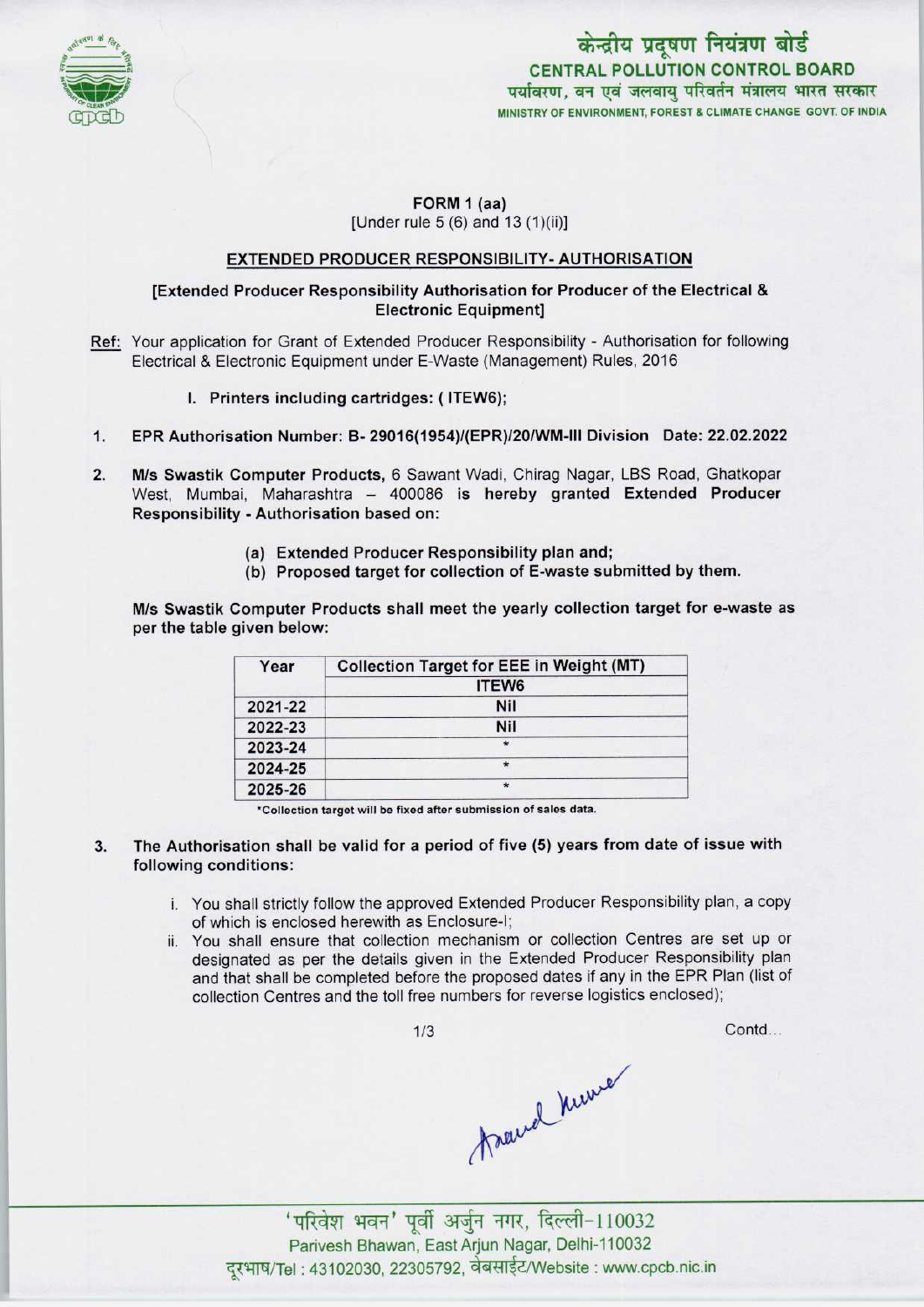केन्द्रीय प्रदूषण नियंत्रण बोर्ड
CENTRAL POLLUTION CONTROL BOARD
पर्यावरण, वन एवं जलवायु परिवर्तन मंत्रालय भारत सरकार
MINISTRY OF ENVIRONMENT, FOREST & CLIMATE CHANGE GOVT. OF INDIA

**FORM 1 (aa)**
[Under rule 5 (6) and 13 (1)(ii)]

**EXTENDED PRODUCER RESPONSIBILITY- AUTHORISATION**

**[Extended Producer Responsibility Authorisation for Producer of the Electrical & Electronic Equipment]**

Ref: Your application for Grant of Extended Producer Responsibility - Authorisation for following Electrical & Electronic Equipment under E-Waste (Management) Rules, 2016

I. Printers including cartridges: ( ITEW6);

1. **EPR Authorisation Number: B- 29016(1954)/(EPR)/20/WM-III Division Date: 22.02.2022**

2. **M/s Swastik Computer Products,** 6 Sawant Wadi, Chirag Nagar, LBS Road, Ghatkopar West, Mumbai, Maharashtra – 400086 is hereby granted **Extended Producer Responsibility - Authorisation based on:**

   (a) **Extended Producer Responsibility plan and;**
   (b) **Proposed target for collection of E-waste submitted by them.**

**M/s Swastik Computer Products shall meet the yearly collection target for e-waste as per the table given below:**

| Year | Collection Target for EEE in Weight (MT) |
|---|---|
| | ITEW6 |
| 2021-22 | Nil |
| 2022-23 | Nil |
| 2023-24 | * |
| 2024-25 | * |
| 2025-26 | * |

*Collection target will be fixed after submission of sales data.

3. **The Authorisation shall be valid for a period of five (5) years from date of issue with following conditions:**

   i. You shall strictly follow the approved Extended Producer Responsibility plan, a copy of which is enclosed herewith as Enclosure-I;
   ii. You shall ensure that collection mechanism or collection Centres are set up or designated as per the details given in the Extended Producer Responsibility plan and that shall be completed before the proposed dates if any in the EPR Plan (list of collection Centres and the toll free numbers for reverse logistics enclosed);

Contd...

'परिवेश भवन' पूर्वी अर्जुन नगर, दिल्ली-110032
Parivesh Bhawan, East Arjun Nagar, Delhi-110032
दूरभाष/Tel : 43102030, 22305792, वेबसाईट/Website : www.cpcb.nic.in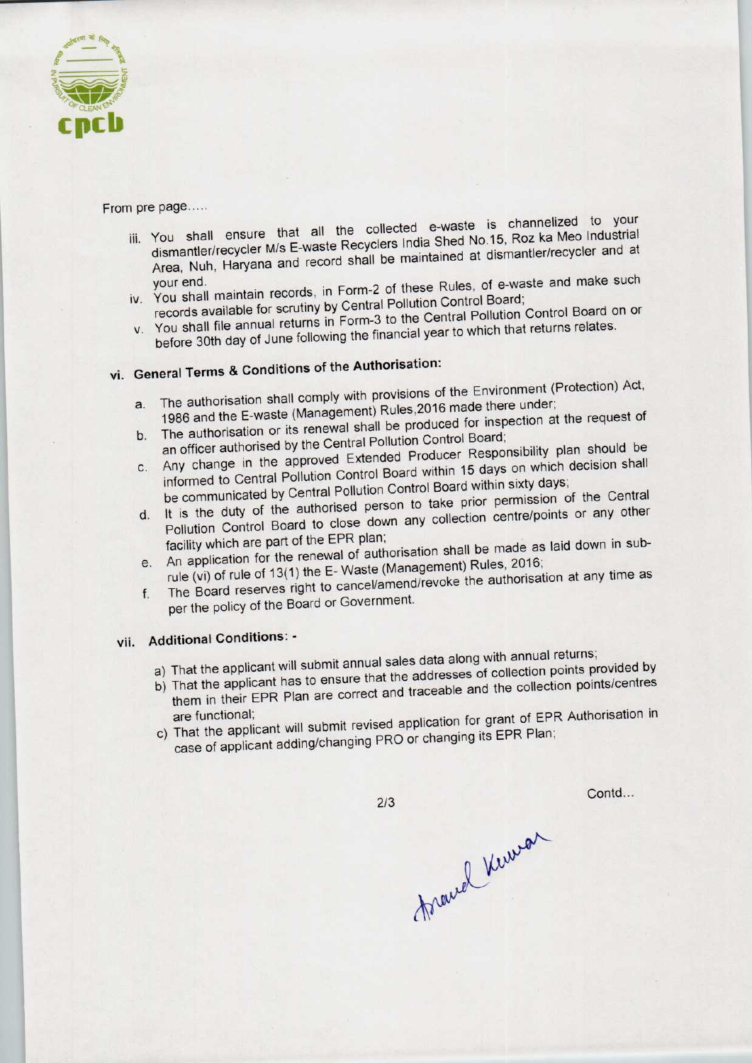From pre page.....

iii. You shall ensure that all the collected e-waste is channelized to your dismantler/recycler M/s E-waste Recyclers India Shed No.15, Roz ka Meo Industrial Area, Nuh, Haryana and record shall be maintained at dismantler/recycler and at your end.

iv. You shall maintain records, in Form-2 of these Rules, of e-waste and make such records available for scrutiny by Central Pollution Control Board;

v. You shall file annual returns in Form-3 to the Central Pollution Control Board on or before 30th day of June following the financial year to which that returns relates.

## vi. General Terms & Conditions of the Authorisation:

a. The authorisation shall comply with provisions of the Environment (Protection) Act, 1986 and the E-waste (Management) Rules,2016 made there under;

b. The authorisation or its renewal shall be produced for inspection at the request of an officer authorised by the Central Pollution Control Board;

c. Any change in the approved Extended Producer Responsibility plan should be informed to Central Pollution Control Board within 15 days on which decision shall be communicated by Central Pollution Control Board within sixty days;

d. It is the duty of the authorised person to take prior permission of the Central Pollution Control Board to close down any collection centre/points or any other facility which are part of the EPR plan;

e. An application for the renewal of authorisation shall be made as laid down in sub-rule (vi) of rule of 13(1) the E- Waste (Management) Rules, 2016;

f. The Board reserves right to cancel/amend/revoke the authorisation at any time as per the policy of the Board or Government.

## vii. Additional Conditions: -

a) That the applicant will submit annual sales data along with annual returns;

b) That the applicant has to ensure that the addresses of collection points provided by them in their EPR Plan are correct and traceable and the collection points/centres are functional;

c) That the applicant will submit revised application for grant of EPR Authorisation in case of applicant adding/changing PRO or changing its EPR Plan;

Contd...

Anand Kumar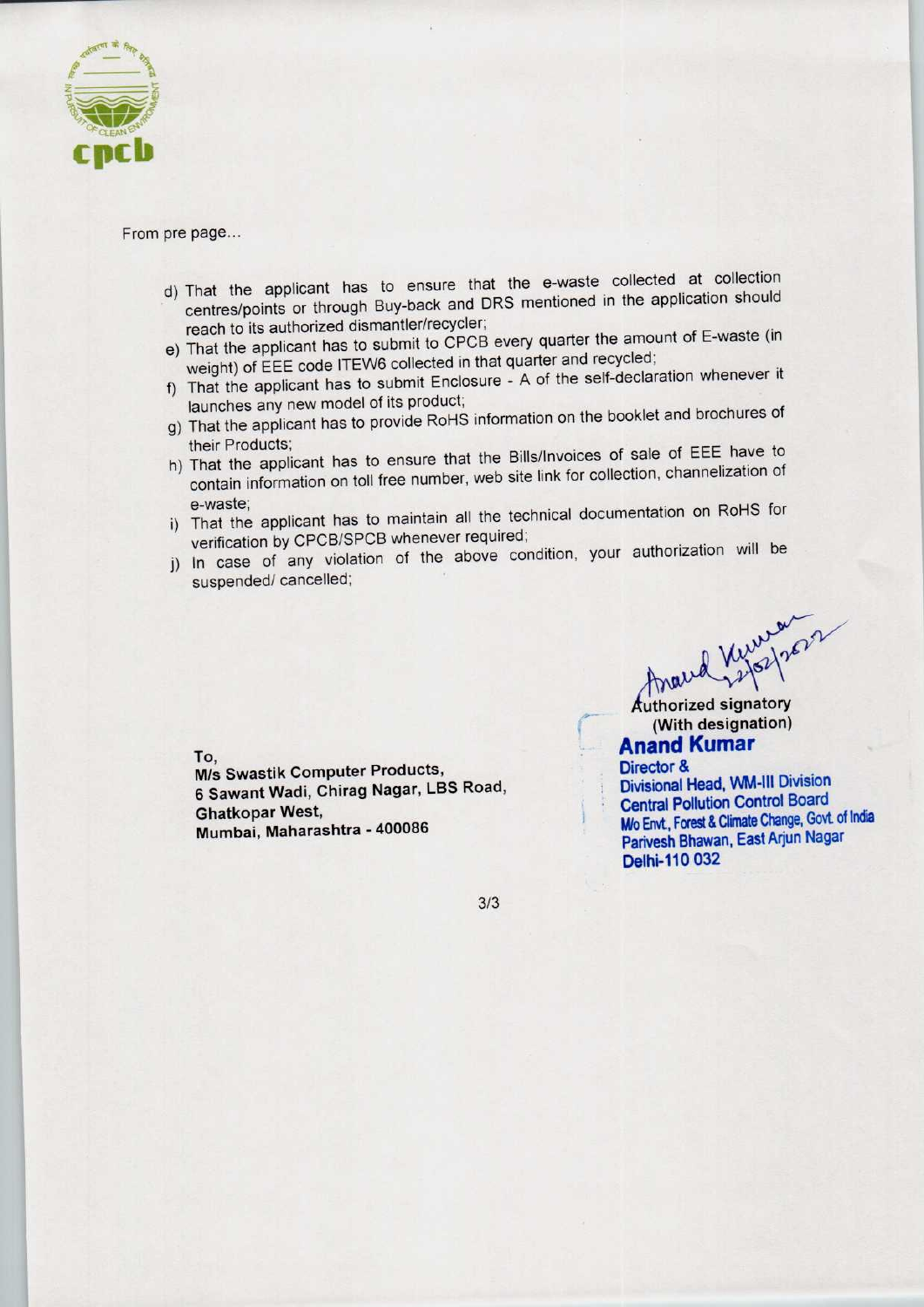From pre page...

d) That the applicant has to ensure that the e-waste collected at collection centres/points or through Buy-back and DRS mentioned in the application should reach to its authorized dismantler/recycler;
e) That the applicant has to submit to CPCB every quarter the amount of E-waste (in weight) of EEE code ITEW6 collected in that quarter and recycled;
f) That the applicant has to submit Enclosure - A of the self-declaration whenever it launches any new model of its product;
g) That the applicant has to provide RoHS information on the booklet and brochures of their Products;
h) That the applicant has to ensure that the Bills/Invoices of sale of EEE have to contain information on toll free number, web site link for collection, channelization of e-waste;
i) That the applicant has to maintain all the technical documentation on RoHS for verification by CPCB/SPCB whenever required;
j) In case of any violation of the above condition, your authorization will be suspended/ cancelled;

Anand Kumar 22/02/2022

Authorized signatory
(With designation)

**Anand Kumar**
Director &
Divisional Head, WM-III Division
Central Pollution Control Board
M/o Envt., Forest & Climate Change, Govt. of India
Parivesh Bhawan, East Arjun Nagar
Delhi-110 032

To,
**M/s Swastik Computer Products,**
**6 Sawant Wadi, Chirag Nagar, LBS Road,**
**Ghatkopar West,**
**Mumbai, Maharashtra - 400086**